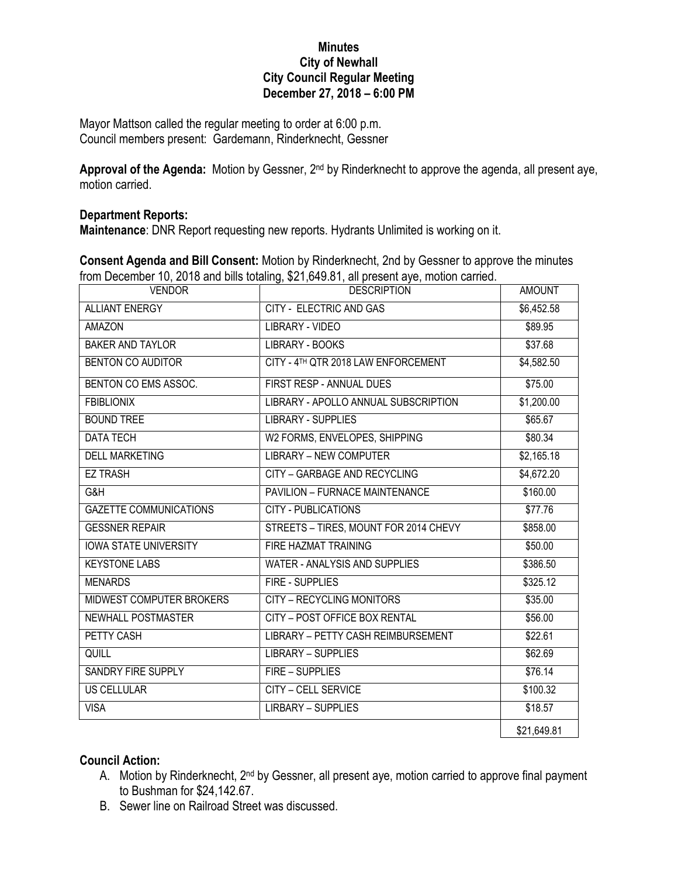**Minutes**
**City of Newhall**
**City Council Regular Meeting**
**December 27, 2018 – 6:00 PM**

Mayor Mattson called the regular meeting to order at 6:00 p.m.
Council members present: Gardemann, Rinderknecht, Gessner

**Approval of the Agenda:** Motion by Gessner, 2nd by Rinderknecht to approve the agenda, all present aye, motion carried.

**Department Reports:**
**Maintenance**: DNR Report requesting new reports. Hydrants Unlimited is working on it.

**Consent Agenda and Bill Consent:** Motion by Rinderknecht, 2nd by Gessner to approve the minutes from December 10, 2018 and bills totaling, $21,649.81, all present aye, motion carried.

| VENDOR | DESCRIPTION | AMOUNT |
|---|---|---|
| ALLIANT ENERGY | CITY - ELECTRIC AND GAS | $6,452.58 |
| AMAZON | LIBRARY - VIDEO | $89.95 |
| BAKER AND TAYLOR | LIBRARY - BOOKS | $37.68 |
| BENTON CO AUDITOR | CITY - 4TH QTR 2018 LAW ENFORCEMENT | $4,582.50 |
| BENTON CO EMS ASSOC. | FIRST RESP - ANNUAL DUES | $75.00 |
| FBIBLIONIX | LIBRARY - APOLLO ANNUAL SUBSCRIPTION | $1,200.00 |
| BOUND TREE | LIBRARY - SUPPLIES | $65.67 |
| DATA TECH | W2 FORMS, ENVELOPES, SHIPPING | $80.34 |
| DELL MARKETING | LIBRARY – NEW COMPUTER | $2,165.18 |
| EZ TRASH | CITY – GARBAGE AND RECYCLING | $4,672.20 |
| G&H | PAVILION – FURNACE MAINTENANCE | $160.00 |
| GAZETTE COMMUNICATIONS | CITY - PUBLICATIONS | $77.76 |
| GESSNER REPAIR | STREETS – TIRES, MOUNT FOR 2014 CHEVY | $858.00 |
| IOWA STATE UNIVERSITY | FIRE HAZMAT TRAINING | $50.00 |
| KEYSTONE LABS | WATER - ANALYSIS AND SUPPLIES | $386.50 |
| MENARDS | FIRE - SUPPLIES | $325.12 |
| MIDWEST COMPUTER BROKERS | CITY – RECYCLING MONITORS | $35.00 |
| NEWHALL POSTMASTER | CITY – POST OFFICE BOX RENTAL | $56.00 |
| PETTY CASH | LIBRARY – PETTY CASH REIMBURSEMENT | $22.61 |
| QUILL | LIBRARY – SUPPLIES | $62.69 |
| SANDRY FIRE SUPPLY | FIRE – SUPPLIES | $76.14 |
| US CELLULAR | CITY – CELL SERVICE | $100.32 |
| VISA | LIRBARY – SUPPLIES | $18.57 |
| | | $21,649.81 |

**Council Action:**

A. Motion by Rinderknecht, 2nd by Gessner, all present aye, motion carried to approve final payment to Bushman for $24,142.67.
B. Sewer line on Railroad Street was discussed.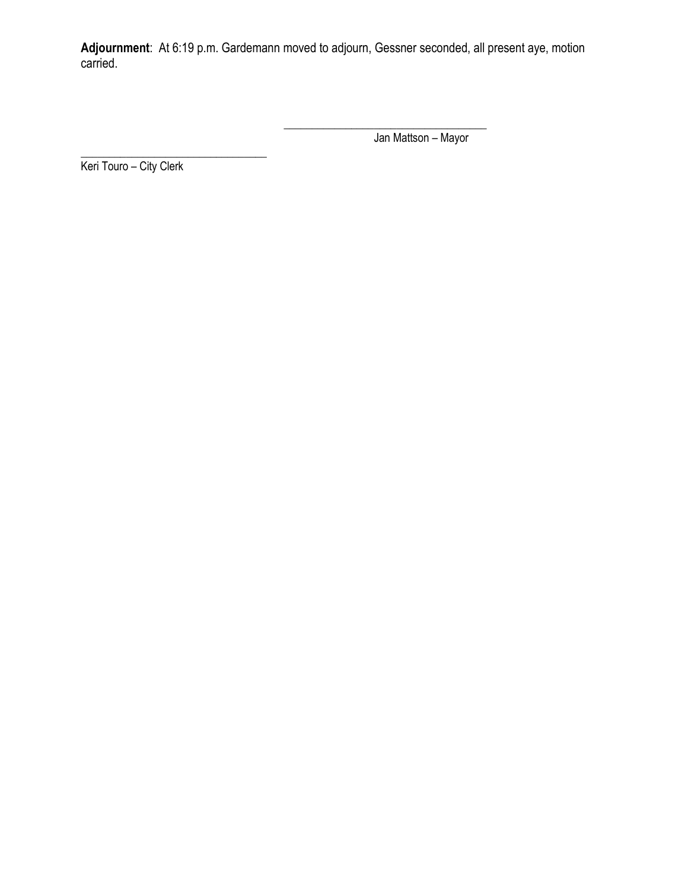**Adjournment**: At 6:19 p.m. Gardemann moved to adjourn, Gessner seconded, all present aye, motion carried.

\_\_\_\_\_\_\_\_\_\_\_\_\_\_\_\_\_\_\_\_\_\_\_\_\_\_\_\_\_\_\_\_\_\_\_\_

Jan Mattson – Mayor

\_\_\_\_\_\_\_\_\_\_\_\_\_\_\_\_\_\_\_\_\_\_\_\_\_\_\_\_\_\_\_\_

Keri Touro – City Clerk